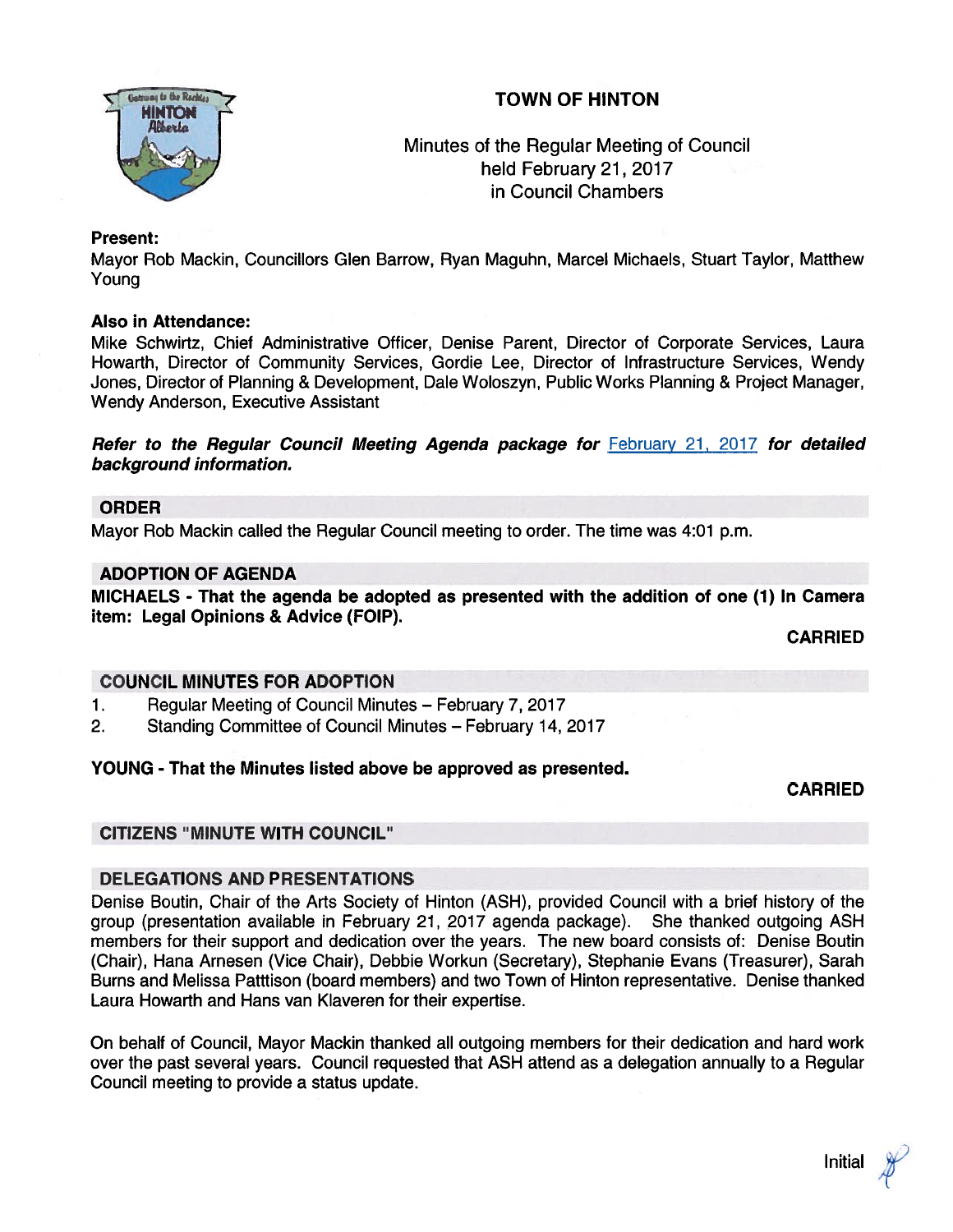# TOWN OF HINTON

Minutes of the Regular Meeting of Council
held February 21, 2017
in Council Chambers

**Present:**
Mayor Rob Mackin, Councillors Glen Barrow, Ryan Maguhn, Marcel Michaels, Stuart Taylor, Matthew Young

**Also in Attendance:**
Mike Schwirtz, Chief Administrative Officer, Denise Parent, Director of Corporate Services, Laura Howarth, Director of Community Services, Gordie Lee, Director of Infrastructure Services, Wendy Jones, Director of Planning & Development, Dale Woloszyn, Public Works Planning & Project Manager, Wendy Anderson, Executive Assistant

***Refer to the Regular Council Meeting Agenda package for*** February 21, 2017 ***for detailed background information.***

## ORDER

Mayor Rob Mackin called the Regular Council meeting to order. The time was 4:01 p.m.

## ADOPTION OF AGENDA

**MICHAELS - That the agenda be adopted as presented with the addition of one (1) In Camera item: Legal Opinions & Advice (FOIP).**

**CARRIED**

## COUNCIL MINUTES FOR ADOPTION

1. Regular Meeting of Council Minutes – February 7, 2017
2. Standing Committee of Council Minutes – February 14, 2017

**YOUNG - That the Minutes listed above be approved as presented.**

**CARRIED**

## CITIZENS "MINUTE WITH COUNCIL"

## DELEGATIONS AND PRESENTATIONS

Denise Boutin, Chair of the Arts Society of Hinton (ASH), provided Council with a brief history of the group (presentation available in February 21, 2017 agenda package). She thanked outgoing ASH members for their support and dedication over the years. The new board consists of: Denise Boutin (Chair), Hana Arnesen (Vice Chair), Debbie Workun (Secretary), Stephanie Evans (Treasurer), Sarah Burns and Melissa Patttison (board members) and two Town of Hinton representative. Denise thanked Laura Howarth and Hans van Klaveren for their expertise.

On behalf of Council, Mayor Mackin thanked all outgoing members for their dedication and hard work over the past several years. Council requested that ASH attend as a delegation annually to a Regular Council meeting to provide a status update.

Initial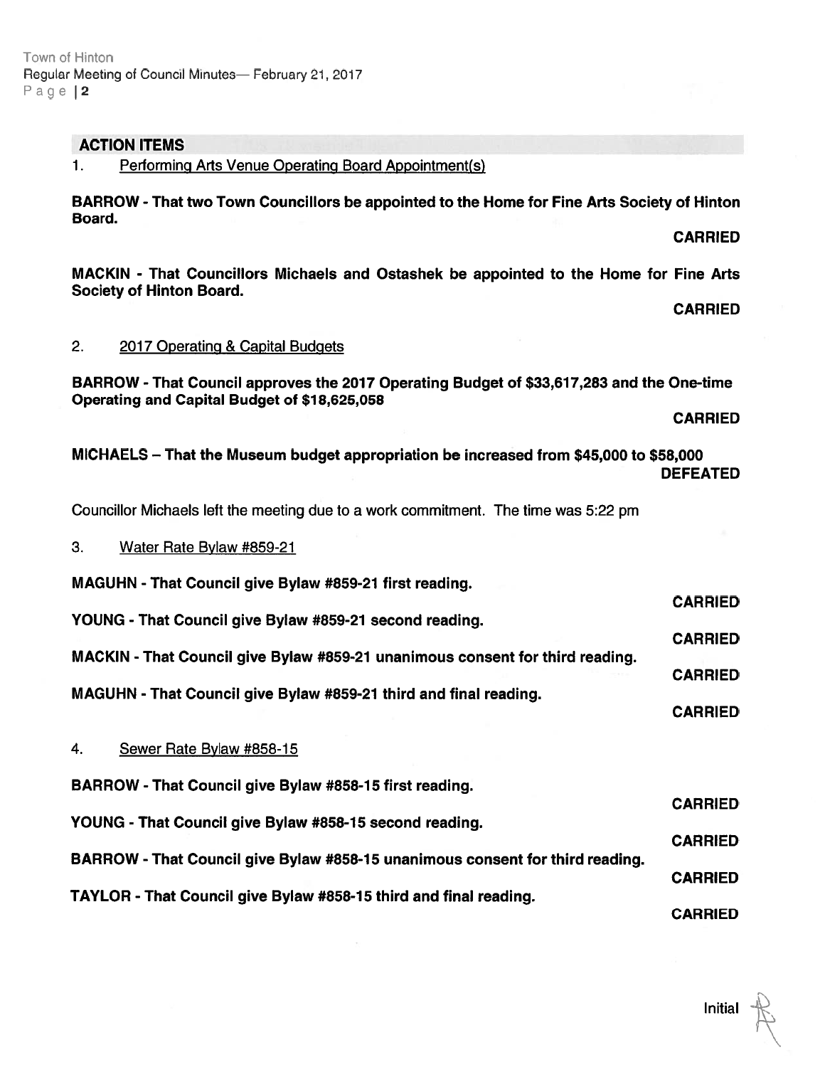## ACTION ITEMS

1. Performing Arts Venue Operating Board Appointment(s)

**BARROW - That two Town Councillors be appointed to the Home for Fine Arts Society of Hinton Board.**

**CARRIED**

**MACKIN - That Councillors Michaels and Ostashek be appointed to the Home for Fine Arts Society of Hinton Board.**

**CARRIED**

2. 2017 Operating & Capital Budgets

**BARROW - That Council approves the 2017 Operating Budget of $33,617,283 and the One-time Operating and Capital Budget of $18,625,058**

**CARRIED**

**MICHAELS – That the Museum budget appropriation be increased from $45,000 to $58,000**

**DEFEATED**

Councillor Michaels left the meeting due to a work commitment. The time was 5:22 pm

3. Water Rate Bylaw #859-21

**MAGUHN - That Council give Bylaw #859-21 first reading.**

**CARRIED**

**YOUNG - That Council give Bylaw #859-21 second reading.**

**CARRIED**

**MACKIN - That Council give Bylaw #859-21 unanimous consent for third reading.**

**CARRIED**

**MAGUHN - That Council give Bylaw #859-21 third and final reading.**

**CARRIED**

4. Sewer Rate Bylaw #858-15

**BARROW - That Council give Bylaw #858-15 first reading.**

**CARRIED**

**YOUNG - That Council give Bylaw #858-15 second reading.**

**CARRIED**

**BARROW - That Council give Bylaw #858-15 unanimous consent for third reading.**

**CARRIED**

**TAYLOR - That Council give Bylaw #858-15 third and final reading.**

**CARRIED**

Initial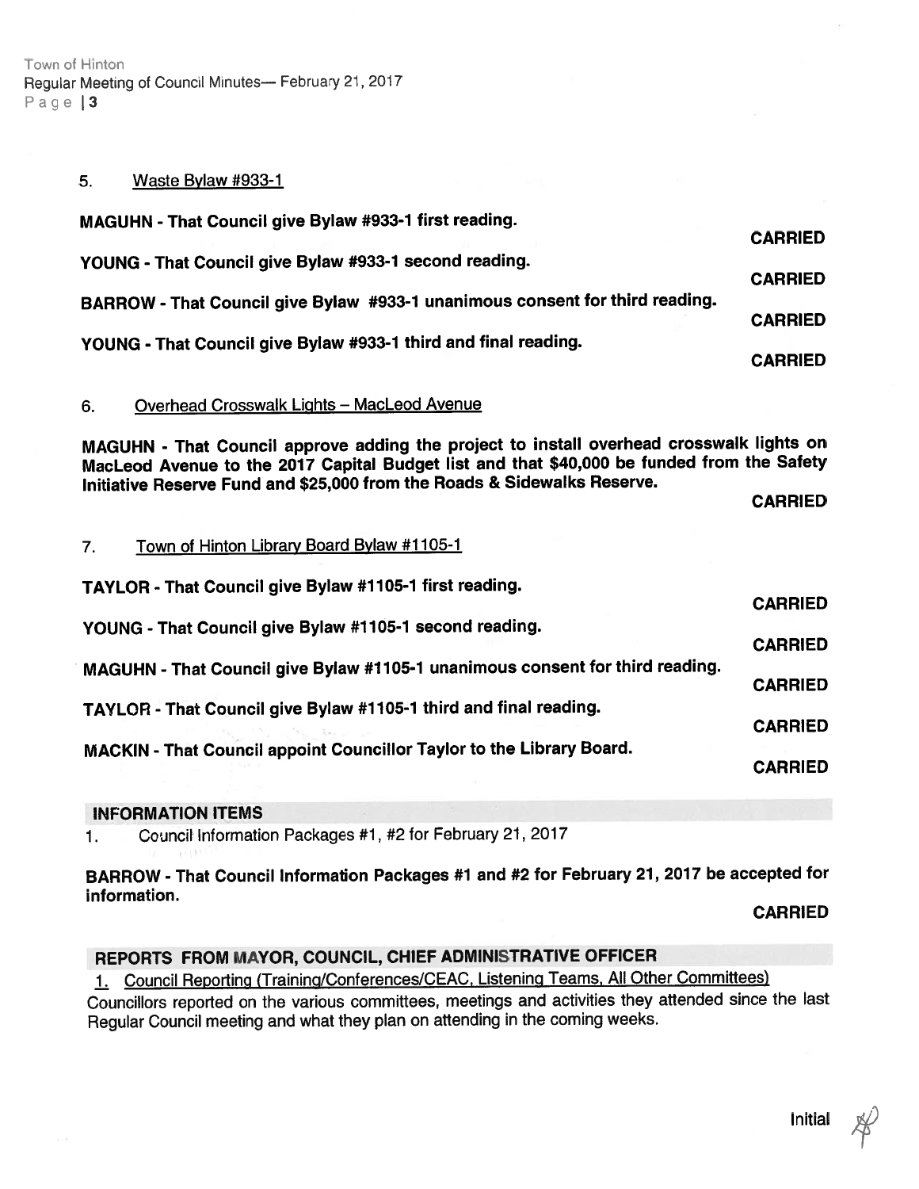5. Waste Bylaw #933-1

**MAGUHN - That Council give Bylaw #933-1 first reading.**

**CARRIED**

**YOUNG - That Council give Bylaw #933-1 second reading.**

**CARRIED**

**BARROW - That Council give Bylaw #933-1 unanimous consent for third reading.**

**CARRIED**

**YOUNG - That Council give Bylaw #933-1 third and final reading.**

**CARRIED**

6. Overhead Crosswalk Lights – MacLeod Avenue

**MAGUHN - That Council approve adding the project to install overhead crosswalk lights on MacLeod Avenue to the 2017 Capital Budget list and that $40,000 be funded from the Safety Initiative Reserve Fund and $25,000 from the Roads & Sidewalks Reserve.**

**CARRIED**

7. Town of Hinton Library Board Bylaw #1105-1

**TAYLOR - That Council give Bylaw #1105-1 first reading.**

**CARRIED**

**YOUNG - That Council give Bylaw #1105-1 second reading.**

**CARRIED**

**MAGUHN - That Council give Bylaw #1105-1 unanimous consent for third reading.**

**CARRIED**

**TAYLOR - That Council give Bylaw #1105-1 third and final reading.**

**CARRIED**

**MACKIN - That Council appoint Councillor Taylor to the Library Board.**

**CARRIED**

## INFORMATION ITEMS

1. Council Information Packages #1, #2 for February 21, 2017

**BARROW - That Council Information Packages #1 and #2 for February 21, 2017 be accepted for information.**

**CARRIED**

## REPORTS FROM MAYOR, COUNCIL, CHIEF ADMINISTRATIVE OFFICER

1. Council Reporting (Training/Conferences/CEAC, Listening Teams, All Other Committees)

Councillors reported on the various committees, meetings and activities they attended since the last Regular Council meeting and what they plan on attending in the coming weeks.

Initial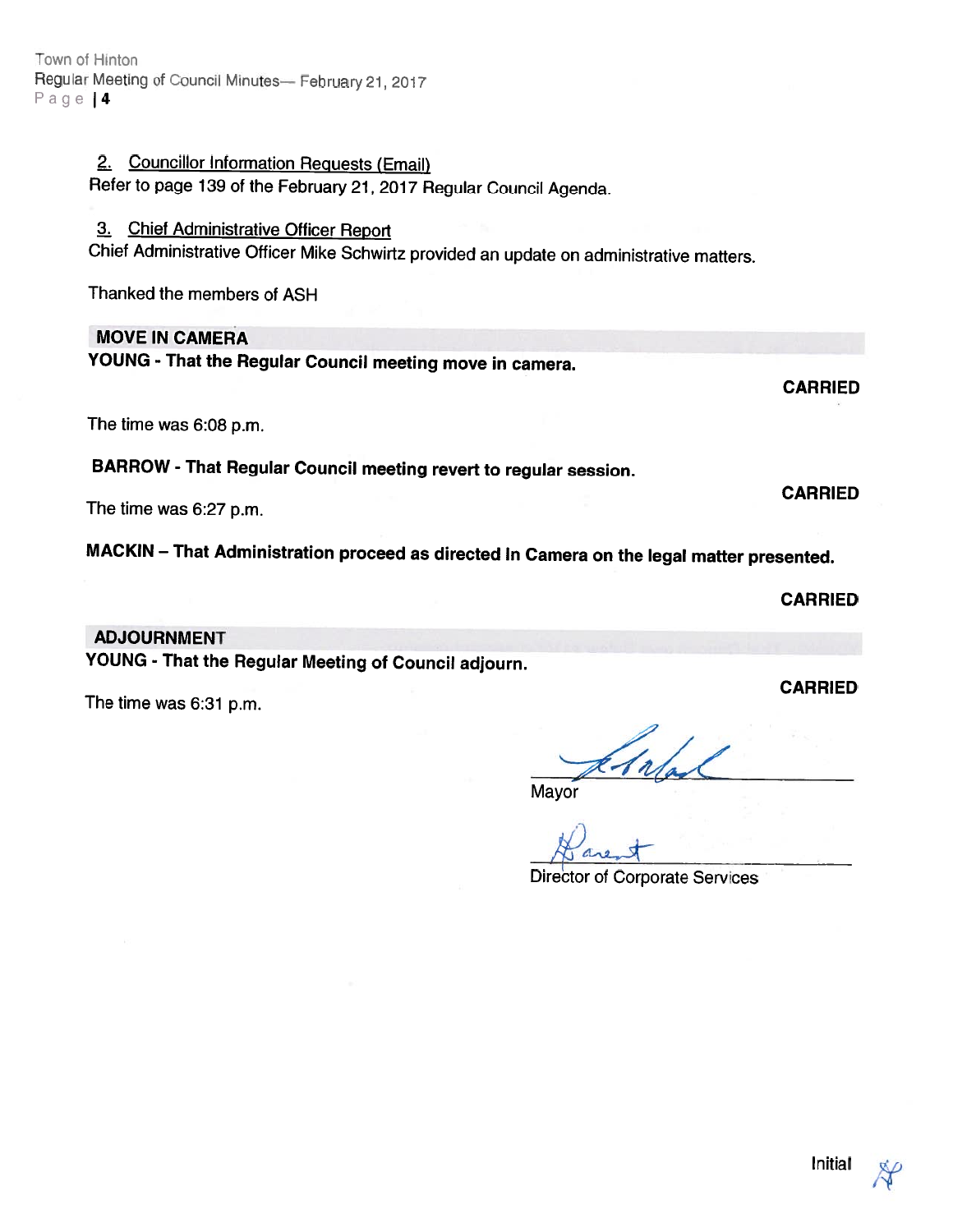2. Councillor Information Requests (Email)

Refer to page 139 of the February 21, 2017 Regular Council Agenda.

3. Chief Administrative Officer Report

Chief Administrative Officer Mike Schwirtz provided an update on administrative matters.

Thanked the members of ASH

**MOVE IN CAMERA**

**YOUNG - That the Regular Council meeting move in camera.**

**CARRIED**

The time was 6:08 p.m.

**BARROW - That Regular Council meeting revert to regular session.**

**CARRIED**

The time was 6:27 p.m.

**MACKIN – That Administration proceed as directed In Camera on the legal matter presented.**

**CARRIED**

**ADJOURNMENT**

**YOUNG - That the Regular Meeting of Council adjourn.**

**CARRIED**

The time was 6:31 p.m.

Mayor

Director of Corporate Services

Initial